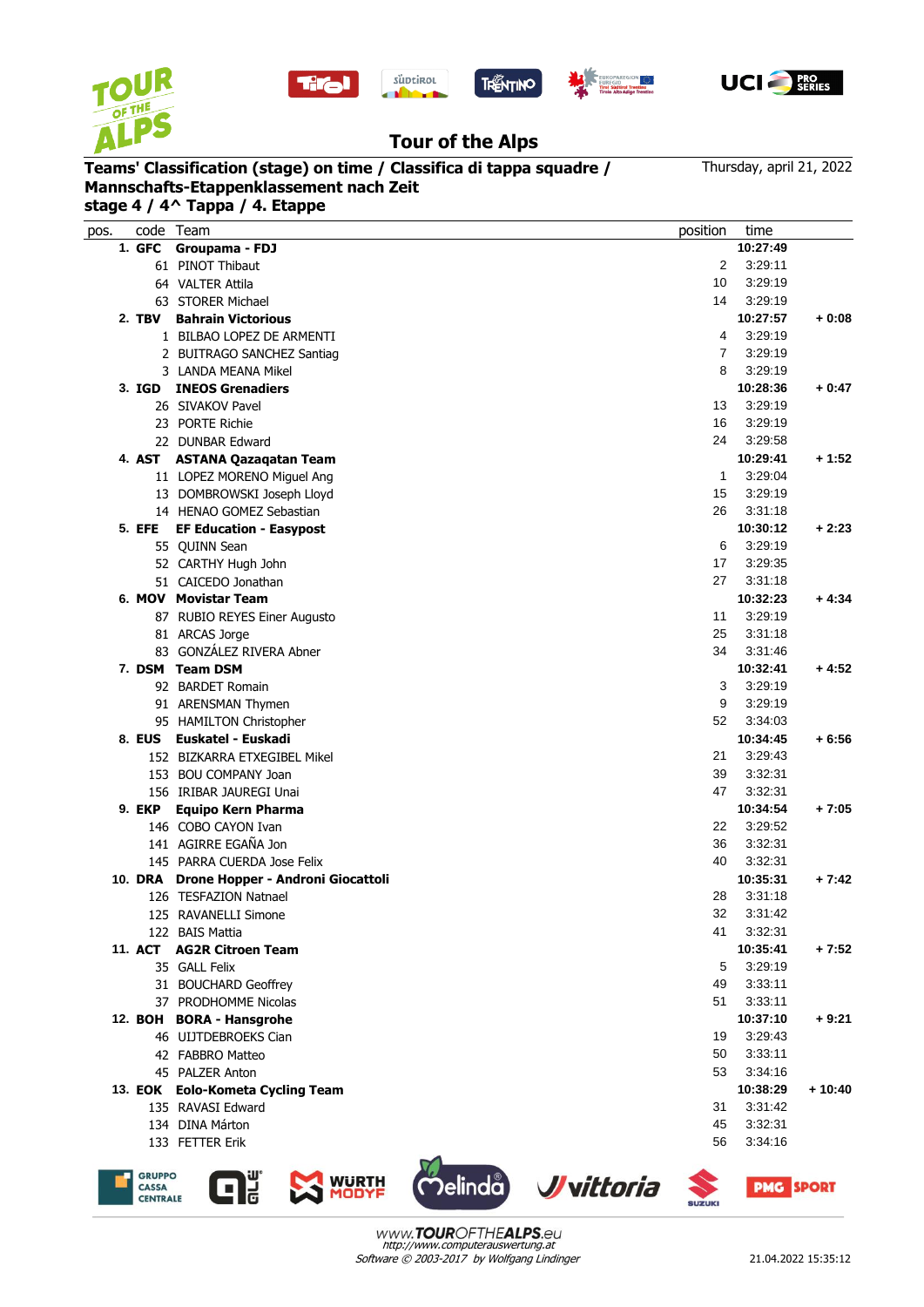# Tour of the Alps

**Teams' Classification (stage) on time / Classifica di tappa squadre / Mannschafts-Etappenklassement nach Zeit**

**stage 4 / 4^ Tappa / 4. Etappe**

Thursday, april 21, 2022

| pos. | code | Team | position | time | |
|---|---|---|---|---|---|
| **1.** | **GFC** | **Groupama - FDJ** | | **10:27:49** | |
| | 61 | PINOT Thibaut | 2 | 3:29:11 | |
| | 64 | VALTER Attila | 10 | 3:29:19 | |
| | 63 | STORER Michael | 14 | 3:29:19 | |
| **2.** | **TBV** | **Bahrain Victorious** | | **10:27:57** | **+ 0:08** |
| | 1 | BILBAO LOPEZ DE ARMENTI | 4 | 3:29:19 | |
| | 2 | BUITRAGO SANCHEZ Santiag | 7 | 3:29:19 | |
| | 3 | LANDA MEANA Mikel | 8 | 3:29:19 | |
| **3.** | **IGD** | **INEOS Grenadiers** | | **10:28:36** | **+ 0:47** |
| | 26 | SIVAKOV Pavel | 13 | 3:29:19 | |
| | 23 | PORTE Richie | 16 | 3:29:19 | |
| | 22 | DUNBAR Edward | 24 | 3:29:58 | |
| **4.** | **AST** | **ASTANA Qazaqatan Team** | | **10:29:41** | **+ 1:52** |
| | 11 | LOPEZ MORENO Miguel Ang | 1 | 3:29:04 | |
| | 13 | DOMBROWSKI Joseph Lloyd | 15 | 3:29:19 | |
| | 14 | HENAO GOMEZ Sebastian | 26 | 3:31:18 | |
| **5.** | **EFE** | **EF Education - Easypost** | | **10:30:12** | **+ 2:23** |
| | 55 | QUINN Sean | 6 | 3:29:19 | |
| | 52 | CARTHY Hugh John | 17 | 3:29:35 | |
| | 51 | CAICEDO Jonathan | 27 | 3:31:18 | |
| **6.** | **MOV** | **Movistar Team** | | **10:32:23** | **+ 4:34** |
| | 87 | RUBIO REYES Einer Augusto | 11 | 3:29:19 | |
| | 81 | ARCAS Jorge | 25 | 3:31:18 | |
| | 83 | GONZÁLEZ RIVERA Abner | 34 | 3:31:46 | |
| **7.** | **DSM** | **Team DSM** | | **10:32:41** | **+ 4:52** |
| | 92 | BARDET Romain | 3 | 3:29:19 | |
| | 91 | ARENSMAN Thymen | 9 | 3:29:19 | |
| | 95 | HAMILTON Christopher | 52 | 3:34:03 | |
| **8.** | **EUS** | **Euskatel - Euskadi** | | **10:34:45** | **+ 6:56** |
| | 152 | BIZKARRA ETXEGIBEL Mikel | 21 | 3:29:43 | |
| | 153 | BOU COMPANY Joan | 39 | 3:32:31 | |
| | 156 | IRIBAR JAUREGI Unai | 47 | 3:32:31 | |
| **9.** | **EKP** | **Equipo Kern Pharma** | | **10:34:54** | **+ 7:05** |
| | 146 | COBO CAYON Ivan | 22 | 3:29:52 | |
| | 141 | AGIRRE EGAÑA Jon | 36 | 3:32:31 | |
| | 145 | PARRA CUERDA Jose Felix | 40 | 3:32:31 | |
| **10.** | **DRA** | **Drone Hopper - Androni Giocattoli** | | **10:35:31** | **+ 7:42** |
| | 126 | TESFAZION Natnael | 28 | 3:31:18 | |
| | 125 | RAVANELLI Simone | 32 | 3:31:42 | |
| | 122 | BAIS Mattia | 41 | 3:32:31 | |
| **11.** | **ACT** | **AG2R Citroen Team** | | **10:35:41** | **+ 7:52** |
| | 35 | GALL Felix | 5 | 3:29:19 | |
| | 31 | BOUCHARD Geoffrey | 49 | 3:33:11 | |
| | 37 | PRODHOMME Nicolas | 51 | 3:33:11 | |
| **12.** | **BOH** | **BORA - Hansgrohe** | | **10:37:10** | **+ 9:21** |
| | 46 | UIJTDEBROEKS Cian | 19 | 3:29:43 | |
| | 42 | FABBRO Matteo | 50 | 3:33:11 | |
| | 45 | PALZER Anton | 53 | 3:34:16 | |
| **13.** | **EOK** | **Eolo-Kometa Cycling Team** | | **10:38:29** | **+ 10:40** |
| | 135 | RAVASI Edward | 31 | 3:31:42 | |
| | 134 | DINA Márton | 45 | 3:32:31 | |
| | 133 | FETTER Erik | 56 | 3:34:16 | |

www.TOUROFTHEALPS.eu
*http://www.computerauswertung.at*
*Software © 2003-2017 by Wolfgang Lindinger*

21.04.2022 15:35:12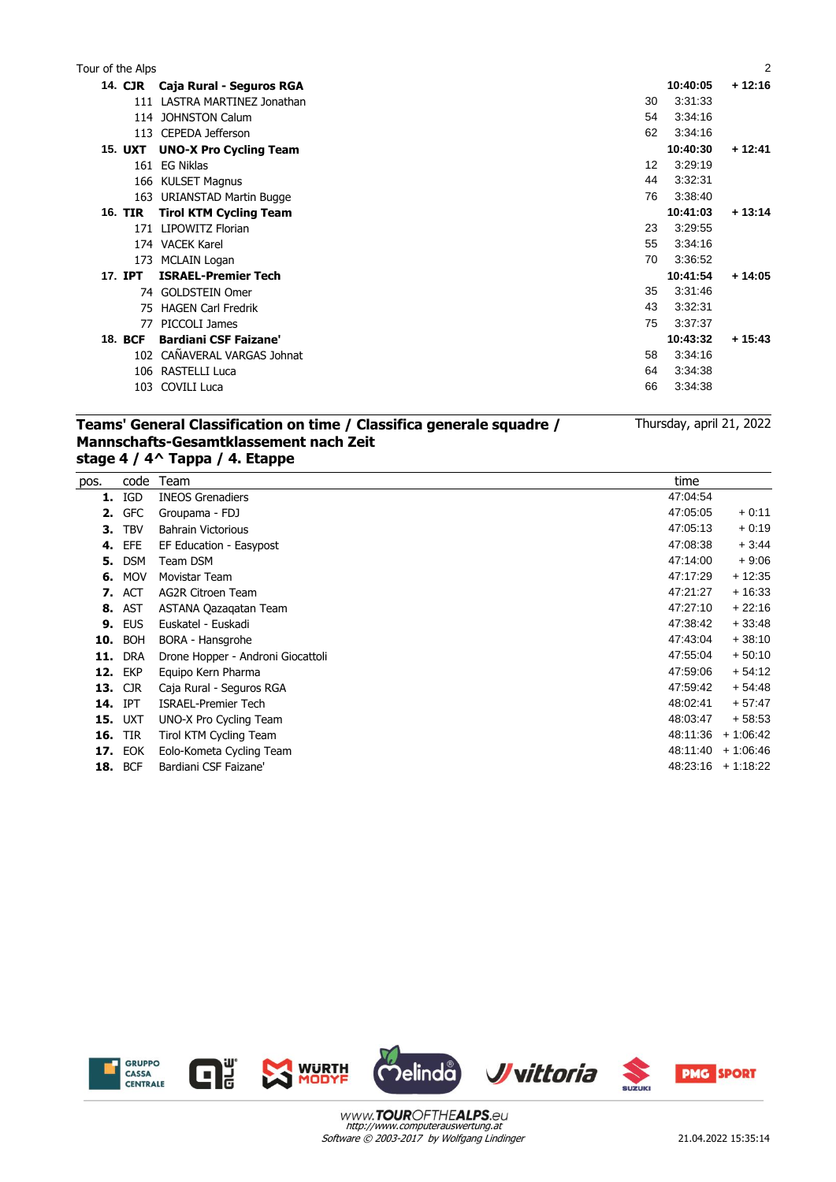| | | | | | |
|---|---|---|---|---|---|
| **14. CJR** | **Caja Rural - Seguros RGA** | | | **10:40:05** | **+ 12:16** |
| | 111 | LASTRA MARTINEZ Jonathan | 30 | 3:31:33 | |
| | 114 | JOHNSTON Calum | 54 | 3:34:16 | |
| | 113 | CEPEDA Jefferson | 62 | 3:34:16 | |
| **15. UXT** | **UNO-X Pro Cycling Team** | | | **10:40:30** | **+ 12:41** |
| | 161 | EG Niklas | 12 | 3:29:19 | |
| | 166 | KULSET Magnus | 44 | 3:32:31 | |
| | 163 | URIANSTAD Martin Bugge | 76 | 3:38:40 | |
| **16. TIR** | **Tirol KTM Cycling Team** | | | **10:41:03** | **+ 13:14** |
| | 171 | LIPOWITZ Florian | 23 | 3:29:55 | |
| | 174 | VACEK Karel | 55 | 3:34:16 | |
| | 173 | MCLAIN Logan | 70 | 3:36:52 | |
| **17. IPT** | **ISRAEL-Premier Tech** | | | **10:41:54** | **+ 14:05** |
| | 74 | GOLDSTEIN Omer | 35 | 3:31:46 | |
| | 75 | HAGEN Carl Fredrik | 43 | 3:32:31 | |
| | 77 | PICCOLI James | 75 | 3:37:37 | |
| **18. BCF** | **Bardiani CSF Faizane'** | | | **10:43:32** | **+ 15:43** |
| | 102 | CAÑAVERAL VARGAS Johnat | 58 | 3:34:16 | |
| | 106 | RASTELLI Luca | 64 | 3:34:38 | |
| | 103 | COVILI Luca | 66 | 3:34:38 | |

## Teams' General Classification on time / Classifica generale squadre / Mannschafts-Gesamtklassement nach Zeit stage 4 / 4^ Tappa / 4. Etappe

Thursday, april 21, 2022

| pos. | code | Team | time | |
|---|---|---|---|---|
| **1.** | IGD | INEOS Grenadiers | 47:04:54 | |
| **2.** | GFC | Groupama - FDJ | 47:05:05 | + 0:11 |
| **3.** | TBV | Bahrain Victorious | 47:05:13 | + 0:19 |
| **4.** | EFE | EF Education - Easypost | 47:08:38 | + 3:44 |
| **5.** | DSM | Team DSM | 47:14:00 | + 9:06 |
| **6.** | MOV | Movistar Team | 47:17:29 | + 12:35 |
| **7.** | ACT | AG2R Citroen Team | 47:21:27 | + 16:33 |
| **8.** | AST | ASTANA Qazaqatan Team | 47:27:10 | + 22:16 |
| **9.** | EUS | Euskatel - Euskadi | 47:38:42 | + 33:48 |
| **10.** | BOH | BORA - Hansgrohe | 47:43:04 | + 38:10 |
| **11.** | DRA | Drone Hopper - Androni Giocattoli | 47:55:04 | + 50:10 |
| **12.** | EKP | Equipo Kern Pharma | 47:59:06 | + 54:12 |
| **13.** | CJR | Caja Rural - Seguros RGA | 47:59:42 | + 54:48 |
| **14.** | IPT | ISRAEL-Premier Tech | 48:02:41 | + 57:47 |
| **15.** | UXT | UNO-X Pro Cycling Team | 48:03:47 | + 58:53 |
| **16.** | TIR | Tirol KTM Cycling Team | 48:11:36 | + 1:06:42 |
| **17.** | EOK | Eolo-Kometa Cycling Team | 48:11:40 | + 1:06:46 |
| **18.** | BCF | Bardiani CSF Faizane' | 48:23:16 | + 1:18:22 |

www.TOUROFTHEALPS.eu
http://www.computerauswertung.at
Software © 2003-2017 by Wolfgang Lindinger

21.04.2022 15:35:14